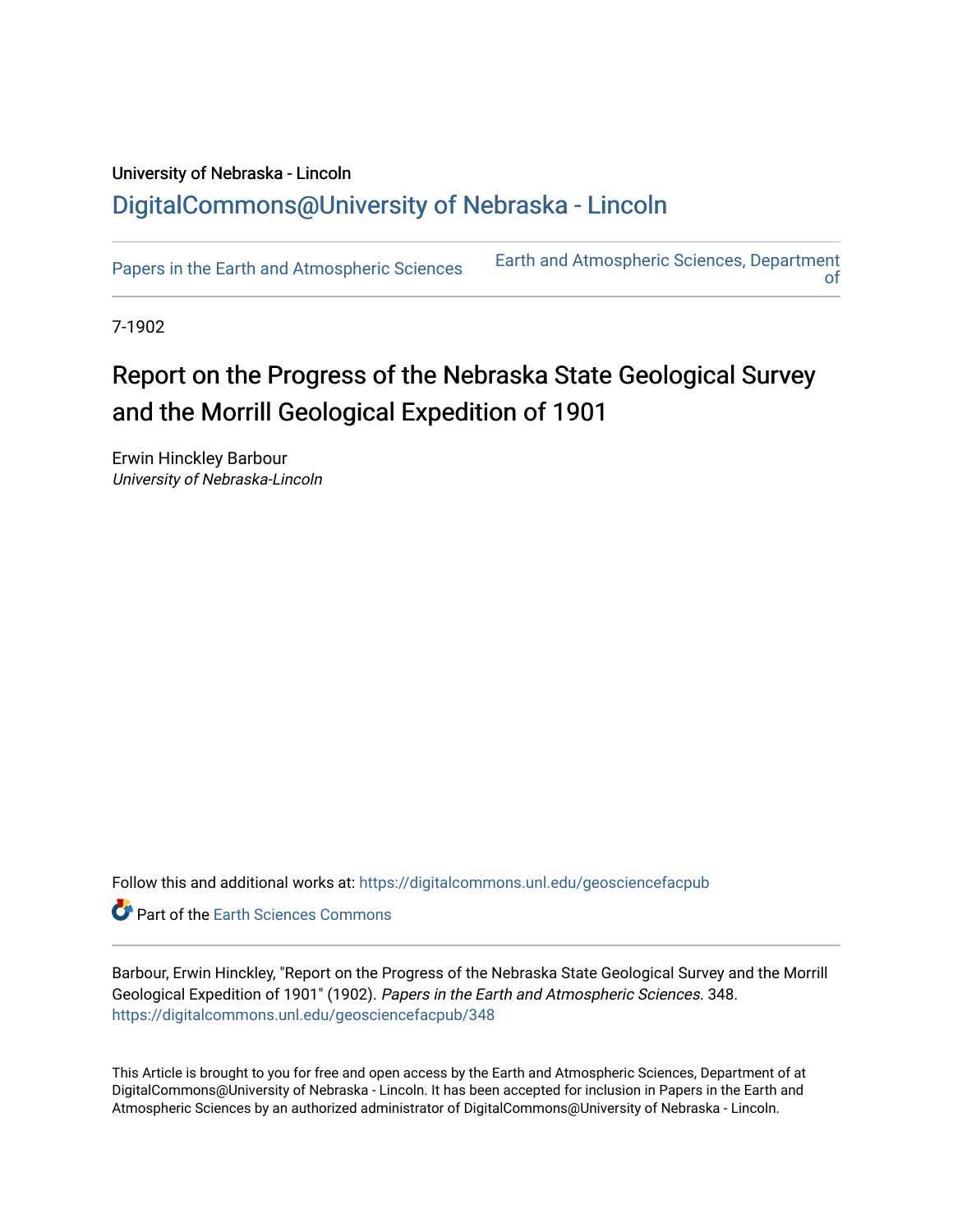University of Nebraska - Lincoln

## DigitalCommons@University of Nebraska - Lincoln

Papers in the Earth and Atmospheric Sciences

Earth and Atmospheric Sciences, Department of

7-1902

# Report on the Progress of the Nebraska State Geological Survey and the Morrill Geological Expedition of 1901

Erwin Hinckley Barbour
*University of Nebraska-Lincoln*

Follow this and additional works at: https://digitalcommons.unl.edu/geosciencefacpub

Part of the Earth Sciences Commons

Barbour, Erwin Hinckley, "Report on the Progress of the Nebraska State Geological Survey and the Morrill Geological Expedition of 1901" (1902). *Papers in the Earth and Atmospheric Sciences*. 348.
https://digitalcommons.unl.edu/geosciencefacpub/348

This Article is brought to you for free and open access by the Earth and Atmospheric Sciences, Department of at DigitalCommons@University of Nebraska - Lincoln. It has been accepted for inclusion in Papers in the Earth and Atmospheric Sciences by an authorized administrator of DigitalCommons@University of Nebraska - Lincoln.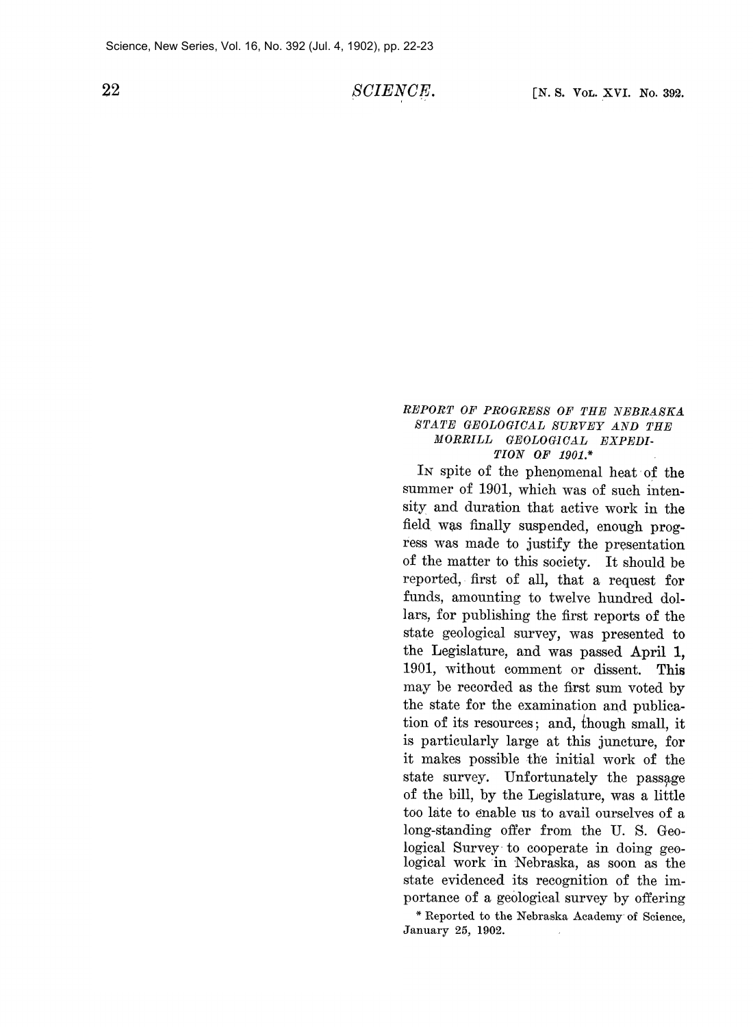*REPORT OF PROGRESS OF THE NEBRASKA STATE GEOLOGICAL SURVEY AND THE MORRILL GEOLOGICAL EXPEDITION OF 1901.*\*

In spite of the phenomenal heat of the summer of 1901, which was of such intensity and duration that active work in the field was finally suspended, enough progress was made to justify the presentation of the matter to this society. It should be reported, first of all, that a request for funds, amounting to twelve hundred dollars, for publishing the first reports of the state geological survey, was presented to the Legislature, and was passed April 1, 1901, without comment or dissent. This may be recorded as the first sum voted by the state for the examination and publication of its resources; and, though small, it is particularly large at this juncture, for it makes possible the initial work of the state survey. Unfortunately the passage of the bill, by the Legislature, was a little too late to enable us to avail ourselves of a long-standing offer from the U. S. Geological Survey to cooperate in doing geological work in Nebraska, as soon as the state evidenced its recognition of the importance of a geological survey by offering

\* Reported to the Nebraska Academy of Science, January 25, 1902.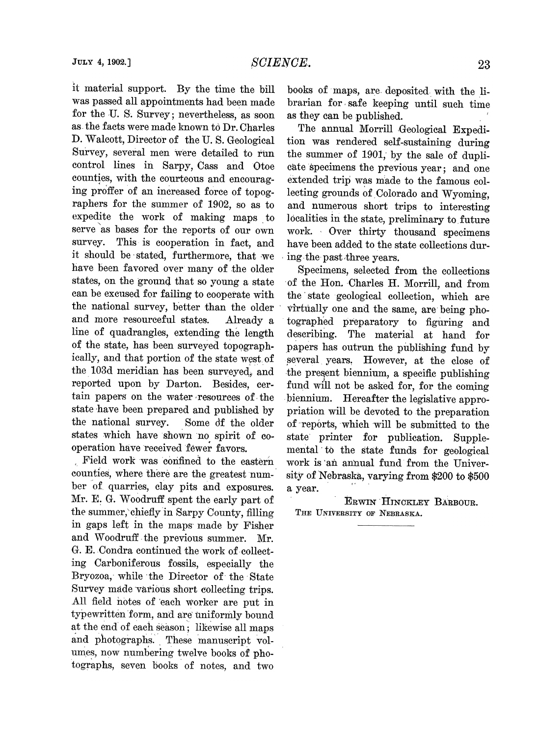it material support. By the time the bill was passed all appointments had been made for the U. S. Survey; nevertheless, as soon as the facts were made known to Dr. Charles D. Walcott, Director of the U. S. Geological Survey, several men were detailed to run control lines in Sarpy, Cass and Otoe counties, with the courteous and encouraging proffer of an increased force of topographers for the summer of 1902, so as to expedite the work of making maps to serve as bases for the reports of our own survey. This is cooperation in fact, and it should be stated, furthermore, that we have been favored over many of the older states, on the ground that so young a state can be excused for failing to cooperate with the national survey, better than the older and more resourceful states. Already a line of quadrangles, extending the length of the state, has been surveyed topographically, and that portion of the state west of the 103d meridian has been surveyed, and reported upon by Darton. Besides, certain papers on the water resources of the state have been prepared and published by the national survey. Some of the older states which have shown no spirit of cooperation have received fewer favors.

Field work was confined to the eastern counties, where there are the greatest number of quarries, clay pits and exposures. Mr. E. G. Woodruff spent the early part of the summer, chiefly in Sarpy County, filling in gaps left in the maps made by Fisher and Woodruff the previous summer. Mr. G. E. Condra continued the work of collecting Carboniferous fossils, especially the Bryozoa, while the Director of the State Survey made various short collecting trips. All field notes of each worker are put in typewritten form, and are uniformly bound at the end of each season; likewise all maps and photographs. These manuscript volumes, now numbering twelve books of photographs, seven books of notes, and two books of maps, are deposited with the librarian for safe keeping until such time as they can be published.

The annual Morrill Geological Expedition was rendered self-sustaining during the summer of 1901, by the sale of duplicate specimens the previous year; and one extended trip was made to the famous collecting grounds of Colorado and Wyoming, and numerous short trips to interesting localities in the state, preliminary to future work. Over thirty thousand specimens have been added to the state collections during the past three years.

Specimens, selected from the collections of the Hon. Charles H. Morrill, and from the state geological collection, which are virtually one and the same, are being photographed preparatory to figuring and describing. The material at hand for papers has outrun the publishing fund by several years. However, at the close of the present biennium, a specific publishing fund will not be asked for, for the coming biennium. Hereafter the legislative appropriation will be devoted to the preparation of reports, which will be submitted to the state printer for publication. Supplemental to the state funds for geological work is an annual fund from the University of Nebraska, varying from $200 to $500 a year.

ERWIN HINCKLEY BARBOUR.

THE UNIVERSITY OF NEBRASKA.